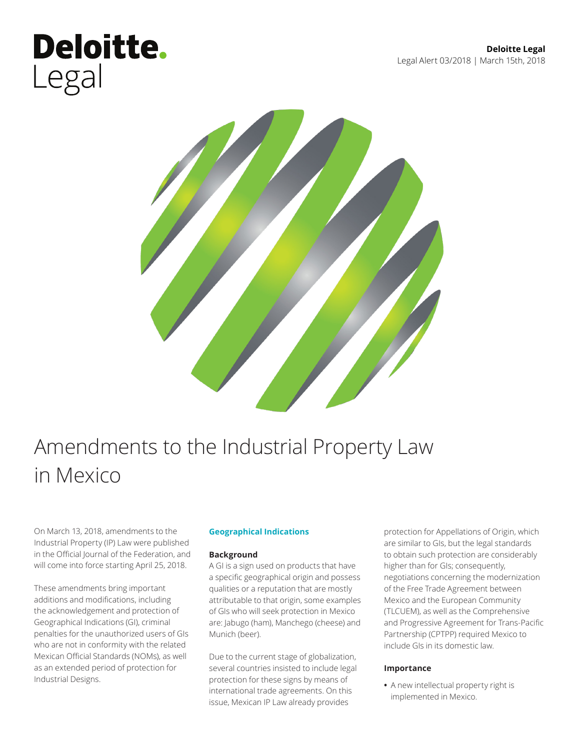Deloitte.
Legal

**Deloitte Legal**
Legal Alert 03/2018 | March 15th, 2018

# Amendments to the Industrial Property Law in Mexico

On March 13, 2018, amendments to the Industrial Property (IP) Law were published in the Official Journal of the Federation, and will come into force starting April 25, 2018.

These amendments bring important additions and modifications, including the acknowledgement and protection of Geographical Indications (GI), criminal penalties for the unauthorized users of GIs who are not in conformity with the related Mexican Official Standards (NOMs), as well as an extended period of protection for Industrial Designs.

## Geographical Indications

### Background

A GI is a sign used on products that have a specific geographical origin and possess qualities or a reputation that are mostly attributable to that origin, some examples of GIs who will seek protection in Mexico are: Jabugo (ham), Manchego (cheese) and Munich (beer).

Due to the current stage of globalization, several countries insisted to include legal protection for these signs by means of international trade agreements. On this issue, Mexican IP Law already provides protection for Appellations of Origin, which are similar to GIs, but the legal standards to obtain such protection are considerably higher than for GIs; consequently, negotiations concerning the modernization of the Free Trade Agreement between Mexico and the European Community (TLCUEM), as well as the Comprehensive and Progressive Agreement for Trans-Pacific Partnership (CPTPP) required Mexico to include GIs in its domestic law.

### Importance

- A new intellectual property right is implemented in Mexico.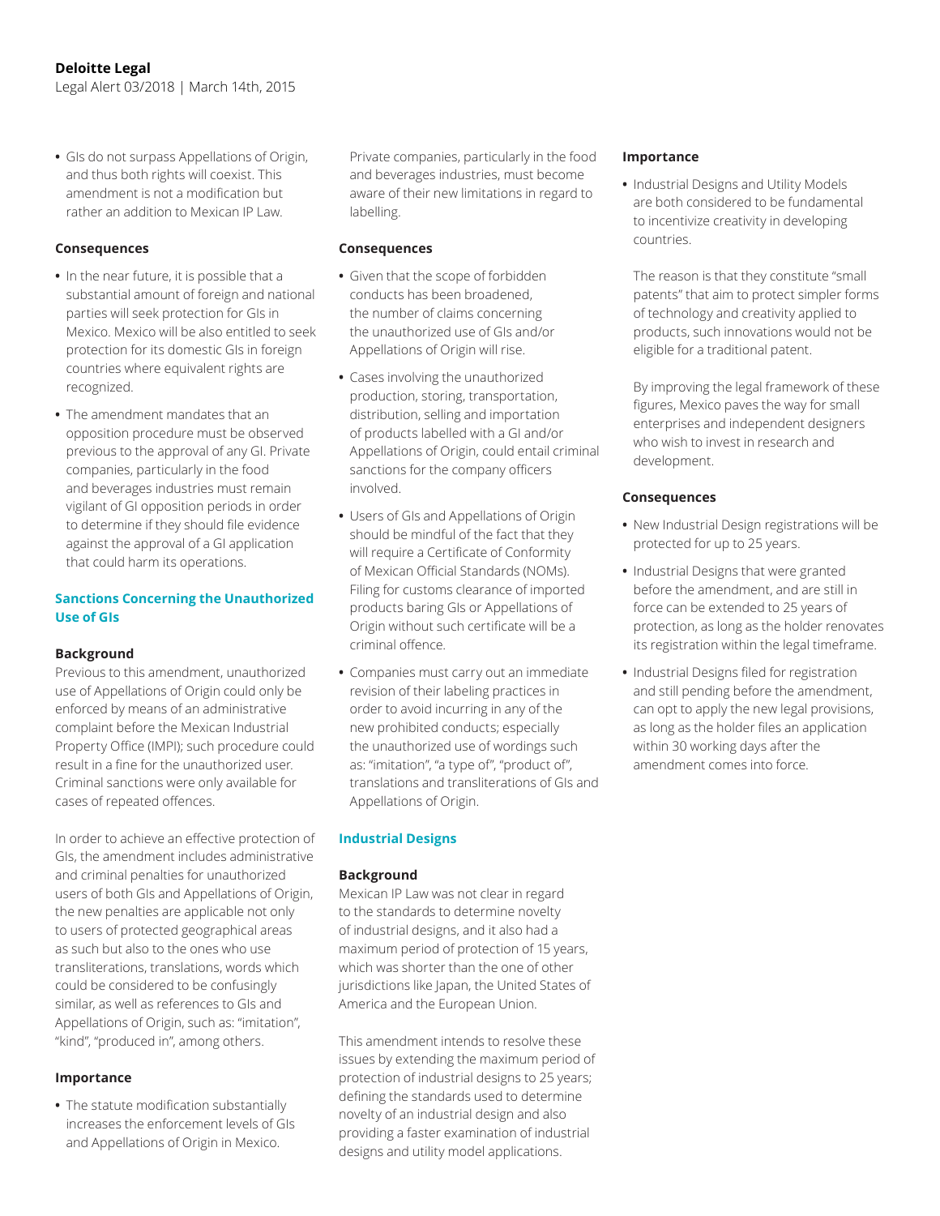- GIs do not surpass Appellations of Origin, and thus both rights will coexist. This amendment is not a modification but rather an addition to Mexican IP Law.

**Consequences**

- In the near future, it is possible that a substantial amount of foreign and national parties will seek protection for GIs in Mexico. Mexico will be also entitled to seek protection for its domestic GIs in foreign countries where equivalent rights are recognized.
- The amendment mandates that an opposition procedure must be observed previous to the approval of any GI. Private companies, particularly in the food and beverages industries must remain vigilant of GI opposition periods in order to determine if they should file evidence against the approval of a GI application that could harm its operations.

## Sanctions Concerning the Unauthorized Use of GIs

**Background**

Previous to this amendment, unauthorized use of Appellations of Origin could only be enforced by means of an administrative complaint before the Mexican Industrial Property Office (IMPI); such procedure could result in a fine for the unauthorized user. Criminal sanctions were only available for cases of repeated offences.

In order to achieve an effective protection of GIs, the amendment includes administrative and criminal penalties for unauthorized users of both GIs and Appellations of Origin, the new penalties are applicable not only to users of protected geographical areas as such but also to the ones who use transliterations, translations, words which could be considered to be confusingly similar, as well as references to GIs and Appellations of Origin, such as: "imitation", "kind", "produced in", among others.

**Importance**

- The statute modification substantially increases the enforcement levels of GIs and Appellations of Origin in Mexico.

  Private companies, particularly in the food and beverages industries, must become aware of their new limitations in regard to labelling.

**Consequences**

- Given that the scope of forbidden conducts has been broadened, the number of claims concerning the unauthorized use of GIs and/or Appellations of Origin will rise.
- Cases involving the unauthorized production, storing, transportation, distribution, selling and importation of products labelled with a GI and/or Appellations of Origin, could entail criminal sanctions for the company officers involved.
- Users of GIs and Appellations of Origin should be mindful of the fact that they will require a Certificate of Conformity of Mexican Official Standards (NOMs). Filing for customs clearance of imported products baring GIs or Appellations of Origin without such certificate will be a criminal offence.
- Companies must carry out an immediate revision of their labeling practices in order to avoid incurring in any of the new prohibited conducts; especially the unauthorized use of wordings such as: "imitation", "a type of", "product of", translations and transliterations of GIs and Appellations of Origin.

## Industrial Designs

**Background**

Mexican IP Law was not clear in regard to the standards to determine novelty of industrial designs, and it also had a maximum period of protection of 15 years, which was shorter than the one of other jurisdictions like Japan, the United States of America and the European Union.

This amendment intends to resolve these issues by extending the maximum period of protection of industrial designs to 25 years; defining the standards used to determine novelty of an industrial design and also providing a faster examination of industrial designs and utility model applications.

**Importance**

- Industrial Designs and Utility Models are both considered to be fundamental to incentivize creativity in developing countries.

  The reason is that they constitute "small patents" that aim to protect simpler forms of technology and creativity applied to products, such innovations would not be eligible for a traditional patent.

  By improving the legal framework of these figures, Mexico paves the way for small enterprises and independent designers who wish to invest in research and development.

**Consequences**

- New Industrial Design registrations will be protected for up to 25 years.
- Industrial Designs that were granted before the amendment, and are still in force can be extended to 25 years of protection, as long as the holder renovates its registration within the legal timeframe.
- Industrial Designs filed for registration and still pending before the amendment, can opt to apply the new legal provisions, as long as the holder files an application within 30 working days after the amendment comes into force.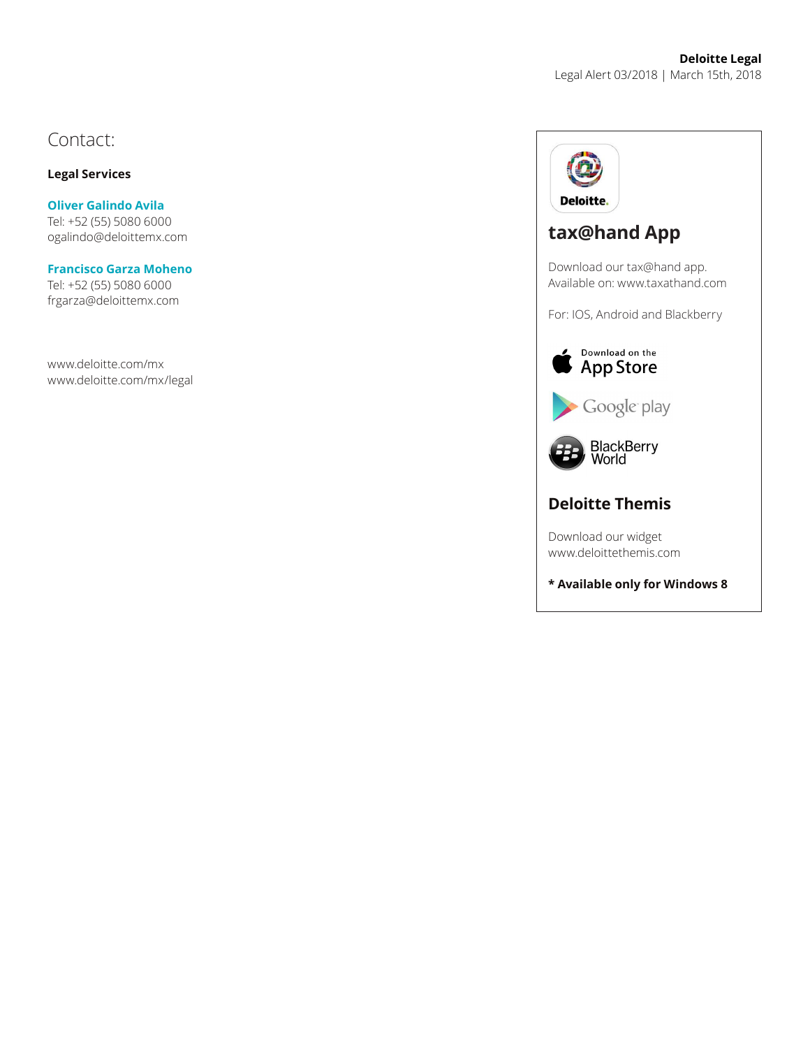Contact:

**Legal Services**

**Oliver Galindo Avila**
Tel: +52 (55) 5080 6000
ogalindo@deloittemx.com

**Francisco Garza Moheno**
Tel: +52 (55) 5080 6000
frgarza@deloittemx.com

www.deloitte.com/mx
www.deloitte.com/mx/legal

## tax@hand App

Download our tax@hand app.
Available on: www.taxathand.com

For: IOS, Android and Blackberry

Download on the App Store

Google play

BlackBerry World

## Deloitte Themis

Download our widget
www.deloittethemis.com

**\* Available only for Windows 8**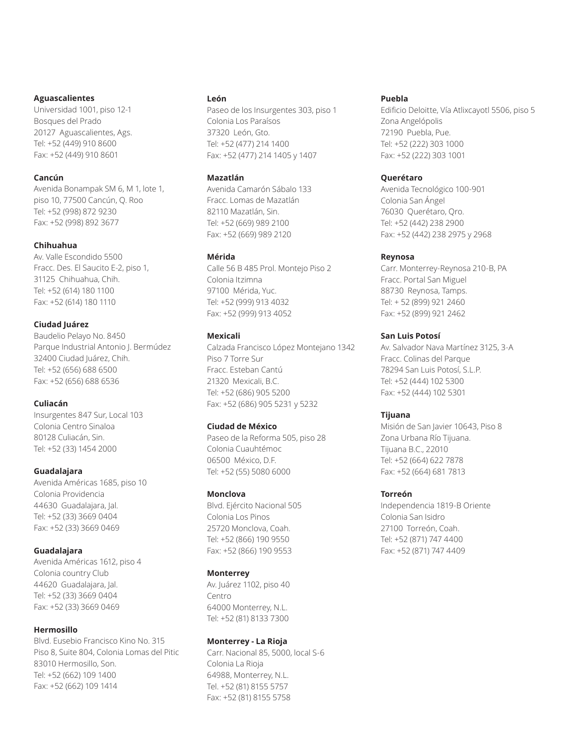**Aguascalientes**
Universidad 1001, piso 12-1
Bosques del Prado
20127 Aguascalientes, Ags.
Tel: +52 (449) 910 8600
Fax: +52 (449) 910 8601

**Cancún**
Avenida Bonampak SM 6, M 1, lote 1,
piso 10, 77500 Cancún, Q. Roo
Tel: +52 (998) 872 9230
Fax: +52 (998) 892 3677

**Chihuahua**
Av. Valle Escondido 5500
Fracc. Des. El Saucito E-2, piso 1,
31125 Chihuahua, Chih.
Tel: +52 (614) 180 1100
Fax: +52 (614) 180 1110

**Ciudad Juárez**
Baudelio Pelayo No. 8450
Parque Industrial Antonio J. Bermúdez
32400 Ciudad Juárez, Chih.
Tel: +52 (656) 688 6500
Fax: +52 (656) 688 6536

**Culiacán**
Insurgentes 847 Sur, Local 103
Colonia Centro Sinaloa
80128 Culiacán, Sin.
Tel: +52 (33) 1454 2000

**Guadalajara**
Avenida Américas 1685, piso 10
Colonia Providencia
44630 Guadalajara, Jal.
Tel: +52 (33) 3669 0404
Fax: +52 (33) 3669 0469

**Guadalajara**
Avenida Américas 1612, piso 4
Colonia country Club
44620 Guadalajara, Jal.
Tel: +52 (33) 3669 0404
Fax: +52 (33) 3669 0469

**Hermosillo**
Blvd. Eusebio Francisco Kino No. 315
Piso 8, Suite 804, Colonia Lomas del Pitic
83010 Hermosillo, Son.
Tel: +52 (662) 109 1400
Fax: +52 (662) 109 1414

**León**
Paseo de los Insurgentes 303, piso 1
Colonia Los Paraísos
37320 León, Gto.
Tel: +52 (477) 214 1400
Fax: +52 (477) 214 1405 y 1407

**Mazatlán**
Avenida Camarón Sábalo 133
Fracc. Lomas de Mazatlán
82110 Mazatlán, Sin.
Tel: +52 (669) 989 2100
Fax: +52 (669) 989 2120

**Mérida**
Calle 56 B 485 Prol. Montejo Piso 2
Colonia Itzimna
97100 Mérida, Yuc.
Tel: +52 (999) 913 4032
Fax: +52 (999) 913 4052

**Mexicali**
Calzada Francisco López Montejano 1342
Piso 7 Torre Sur
Fracc. Esteban Cantú
21320 Mexicali, B.C.
Tel: +52 (686) 905 5200
Fax: +52 (686) 905 5231 y 5232

**Ciudad de México**
Paseo de la Reforma 505, piso 28
Colonia Cuauhtémoc
06500 México, D.F.
Tel: +52 (55) 5080 6000

**Monclova**
Blvd. Ejército Nacional 505
Colonia Los Pinos
25720 Monclova, Coah.
Tel: +52 (866) 190 9550
Fax: +52 (866) 190 9553

**Monterrey**
Av. Juárez 1102, piso 40
Centro
64000 Monterrey, N.L.
Tel: +52 (81) 8133 7300

**Monterrey - La Rioja**
Carr. Nacional 85, 5000, local S-6
Colonia La Rioja
64988, Monterrey, N.L.
Tel. +52 (81) 8155 5757
Fax: +52 (81) 8155 5758

**Puebla**
Edificio Deloitte, Vía Atlixcayotl 5506, piso 5
Zona Angelópolis
72190 Puebla, Pue.
Tel: +52 (222) 303 1000
Fax: +52 (222) 303 1001

**Querétaro**
Avenida Tecnológico 100-901
Colonia San Ángel
76030 Querétaro, Qro.
Tel: +52 (442) 238 2900
Fax: +52 (442) 238 2975 y 2968

**Reynosa**
Carr. Monterrey-Reynosa 210-B, PA
Fracc. Portal San Miguel
88730 Reynosa, Tamps.
Tel: + 52 (899) 921 2460
Fax: +52 (899) 921 2462

**San Luis Potosí**
Av. Salvador Nava Martínez 3125, 3-A
Fracc. Colinas del Parque
78294 San Luis Potosí, S.L.P.
Tel: +52 (444) 102 5300
Fax: +52 (444) 102 5301

**Tijuana**
Misión de San Javier 10643, Piso 8
Zona Urbana Río Tijuana.
Tijuana B.C., 22010
Tel: +52 (664) 622 7878
Fax: +52 (664) 681 7813

**Torreón**
Independencia 1819-B Oriente
Colonia San Isidro
27100 Torreón, Coah.
Tel: +52 (871) 747 4400
Fax: +52 (871) 747 4409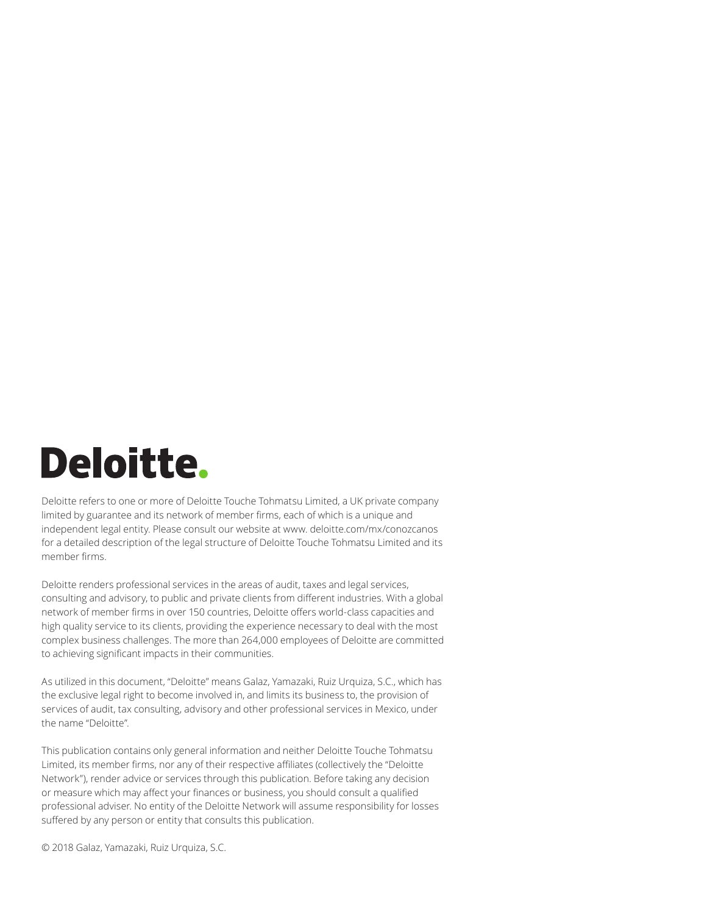# Deloitte.

Deloitte refers to one or more of Deloitte Touche Tohmatsu Limited, a UK private company limited by guarantee and its network of member firms, each of which is a unique and independent legal entity. Please consult our website at www. deloitte.com/mx/conozcanos for a detailed description of the legal structure of Deloitte Touche Tohmatsu Limited and its member firms.

Deloitte renders professional services in the areas of audit, taxes and legal services, consulting and advisory, to public and private clients from different industries. With a global network of member firms in over 150 countries, Deloitte offers world-class capacities and high quality service to its clients, providing the experience necessary to deal with the most complex business challenges. The more than 264,000 employees of Deloitte are committed to achieving significant impacts in their communities.

As utilized in this document, "Deloitte" means Galaz, Yamazaki, Ruiz Urquiza, S.C., which has the exclusive legal right to become involved in, and limits its business to, the provision of services of audit, tax consulting, advisory and other professional services in Mexico, under the name "Deloitte".

This publication contains only general information and neither Deloitte Touche Tohmatsu Limited, its member firms, nor any of their respective affiliates (collectively the "Deloitte Network"), render advice or services through this publication. Before taking any decision or measure which may affect your finances or business, you should consult a qualified professional adviser. No entity of the Deloitte Network will assume responsibility for losses suffered by any person or entity that consults this publication.

© 2018 Galaz, Yamazaki, Ruiz Urquiza, S.C.